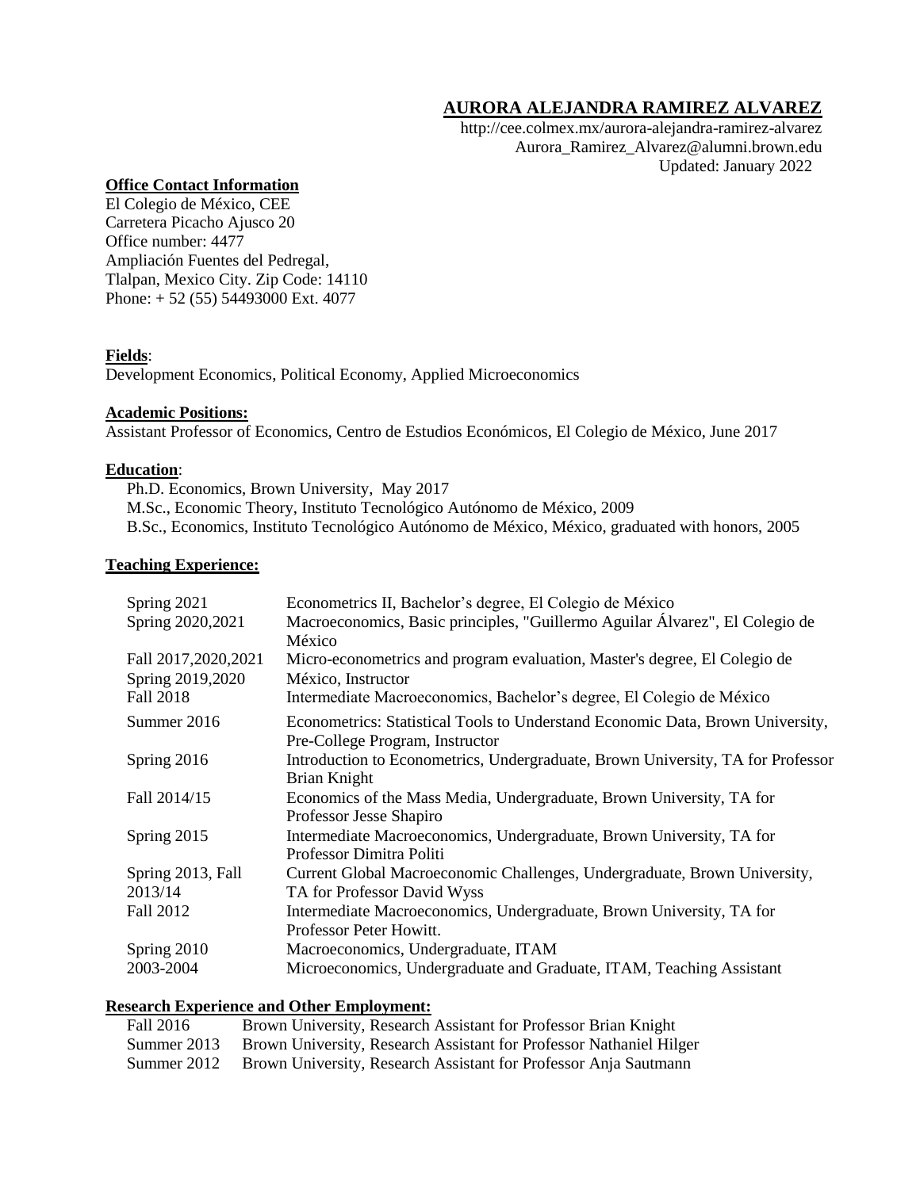# AURORA ALEJANDRA RAMIREZ ALVAREZ

http://cee.colmex.mx/aurora-alejandra-ramirez-alvarez
Aurora_Ramirez_Alvarez@alumni.brown.edu
Updated: January 2022

**Office Contact Information**

El Colegio de México, CEE
Carretera Picacho Ajusco 20
Office number: 4477
Ampliación Fuentes del Pedregal,
Tlalpan, Mexico City. Zip Code: 14110
Phone: + 52 (55) 54493000 Ext. 4077

**Fields**:

Development Economics, Political Economy, Applied Microeconomics

**Academic Positions:**

Assistant Professor of Economics, Centro de Estudios Económicos, El Colegio de México, June 2017

**Education**:

Ph.D. Economics, Brown University, May 2017
M.Sc., Economic Theory, Instituto Tecnológico Autónomo de México, 2009
B.Sc., Economics, Instituto Tecnológico Autónomo de México, México, graduated with honors, 2005

**Teaching Experience:**

| | |
|---|---|
| Spring 2021 | Econometrics II, Bachelor's degree, El Colegio de México |
| Spring 2020,2021 | Macroeconomics, Basic principles, "Guillermo Aguilar Álvarez", El Colegio de México |
| Fall 2017,2020,2021 Spring 2019,2020 | Micro-econometrics and program evaluation, Master's degree, El Colegio de México, Instructor |
| Fall 2018 | Intermediate Macroeconomics, Bachelor's degree, El Colegio de México |
| Summer 2016 | Econometrics: Statistical Tools to Understand Economic Data, Brown University, Pre-College Program, Instructor |
| Spring 2016 | Introduction to Econometrics, Undergraduate, Brown University, TA for Professor Brian Knight |
| Fall 2014/15 | Economics of the Mass Media, Undergraduate, Brown University, TA for Professor Jesse Shapiro |
| Spring 2015 | Intermediate Macroeconomics, Undergraduate, Brown University, TA for Professor Dimitra Politi |
| Spring 2013, Fall 2013/14 | Current Global Macroeconomic Challenges, Undergraduate, Brown University, TA for Professor David Wyss |
| Fall 2012 | Intermediate Macroeconomics, Undergraduate, Brown University, TA for Professor Peter Howitt. |
| Spring 2010 | Macroeconomics, Undergraduate, ITAM |
| 2003-2004 | Microeconomics, Undergraduate and Graduate, ITAM, Teaching Assistant |

**Research Experience and Other Employment:**

| | |
|---|---|
| Fall 2016 | Brown University, Research Assistant for Professor Brian Knight |
| Summer 2013 | Brown University, Research Assistant for Professor Nathaniel Hilger |
| Summer 2012 | Brown University, Research Assistant for Professor Anja Sautmann |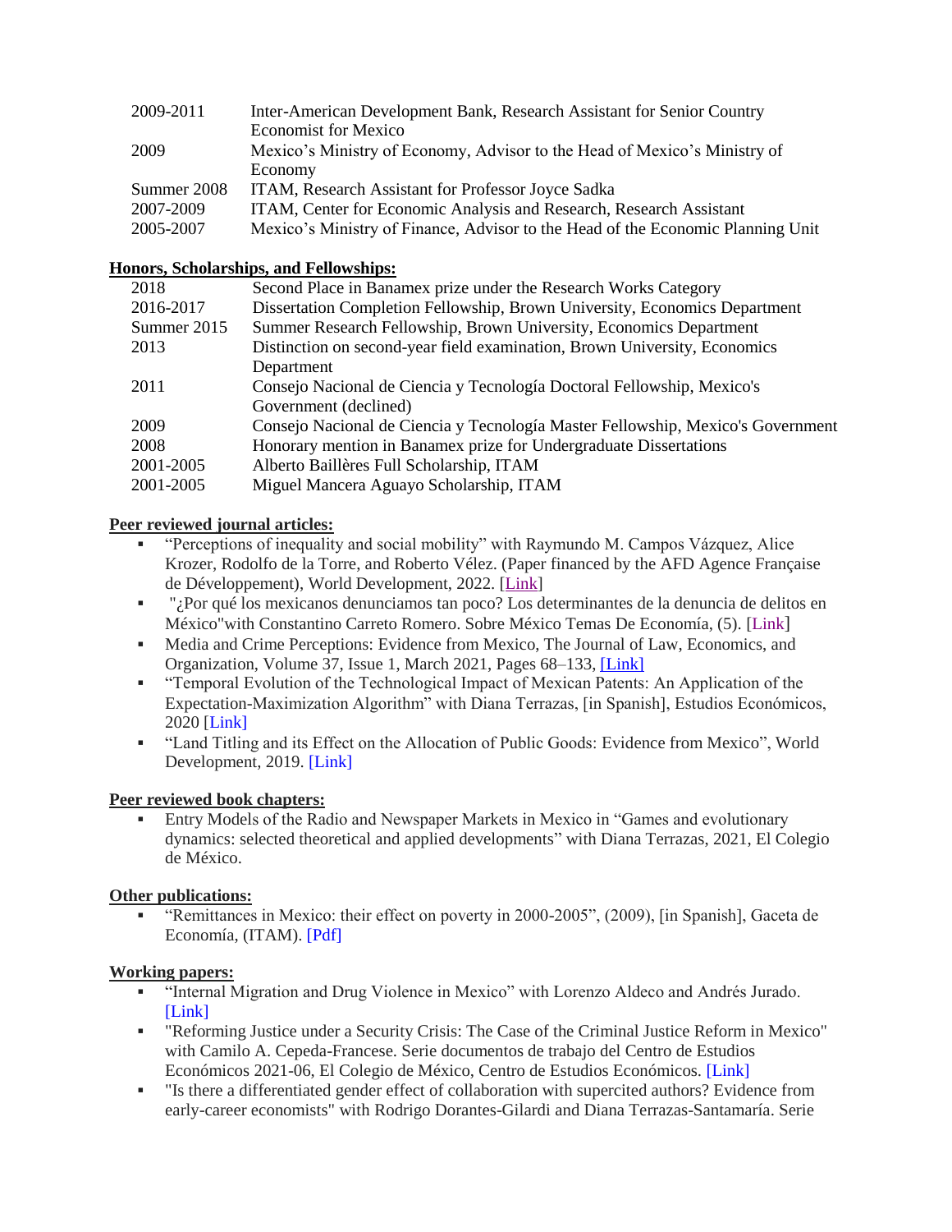| | |
|---|---|
| 2009-2011 | Inter-American Development Bank, Research Assistant for Senior Country Economist for Mexico |
| 2009 | Mexico's Ministry of Economy, Advisor to the Head of Mexico's Ministry of Economy |
| Summer 2008 | ITAM, Research Assistant for Professor Joyce Sadka |
| 2007-2009 | ITAM, Center for Economic Analysis and Research, Research Assistant |
| 2005-2007 | Mexico's Ministry of Finance, Advisor to the Head of the Economic Planning Unit |

**Honors, Scholarships, and Fellowships:**

| | |
|---|---|
| 2018 | Second Place in Banamex prize under the Research Works Category |
| 2016-2017 | Dissertation Completion Fellowship, Brown University, Economics Department |
| Summer 2015 | Summer Research Fellowship, Brown University, Economics Department |
| 2013 | Distinction on second-year field examination, Brown University, Economics Department |
| 2011 | Consejo Nacional de Ciencia y Tecnología Doctoral Fellowship, Mexico's Government (declined) |
| 2009 | Consejo Nacional de Ciencia y Tecnología Master Fellowship, Mexico's Government |
| 2008 | Honorary mention in Banamex prize for Undergraduate Dissertations |
| 2001-2005 | Alberto Baillères Full Scholarship, ITAM |
| 2001-2005 | Miguel Mancera Aguayo Scholarship, ITAM |

**Peer reviewed journal articles:**

- "Perceptions of inequality and social mobility" with Raymundo M. Campos Vázquez, Alice Krozer, Rodolfo de la Torre, and Roberto Vélez. (Paper financed by the AFD Agence Française de Développement), World Development, 2022. [Link]
- "¿Por qué los mexicanos denunciamos tan poco? Los determinantes de la denuncia de delitos en México"with Constantino Carreto Romero. Sobre México Temas De Economía, (5). [Link]
- Media and Crime Perceptions: Evidence from Mexico, The Journal of Law, Economics, and Organization, Volume 37, Issue 1, March 2021, Pages 68–133, [Link]
- "Temporal Evolution of the Technological Impact of Mexican Patents: An Application of the Expectation-Maximization Algorithm" with Diana Terrazas, [in Spanish], Estudios Económicos, 2020 [Link]
- "Land Titling and its Effect on the Allocation of Public Goods: Evidence from Mexico", World Development, 2019. [Link]

**Peer reviewed book chapters:**

- Entry Models of the Radio and Newspaper Markets in Mexico in "Games and evolutionary dynamics: selected theoretical and applied developments" with Diana Terrazas, 2021, El Colegio de México.

**Other publications:**

- "Remittances in Mexico: their effect on poverty in 2000-2005", (2009), [in Spanish], Gaceta de Economía, (ITAM). [Pdf]

**Working papers:**

- "Internal Migration and Drug Violence in Mexico" with Lorenzo Aldeco and Andrés Jurado. [Link]
- "Reforming Justice under a Security Crisis: The Case of the Criminal Justice Reform in Mexico" with Camilo A. Cepeda-Francese. Serie documentos de trabajo del Centro de Estudios Económicos 2021-06, El Colegio de México, Centro de Estudios Económicos. [Link]
- "Is there a differentiated gender effect of collaboration with supercited authors? Evidence from early-career economists" with Rodrigo Dorantes-Gilardi and Diana Terrazas-Santamaría. Serie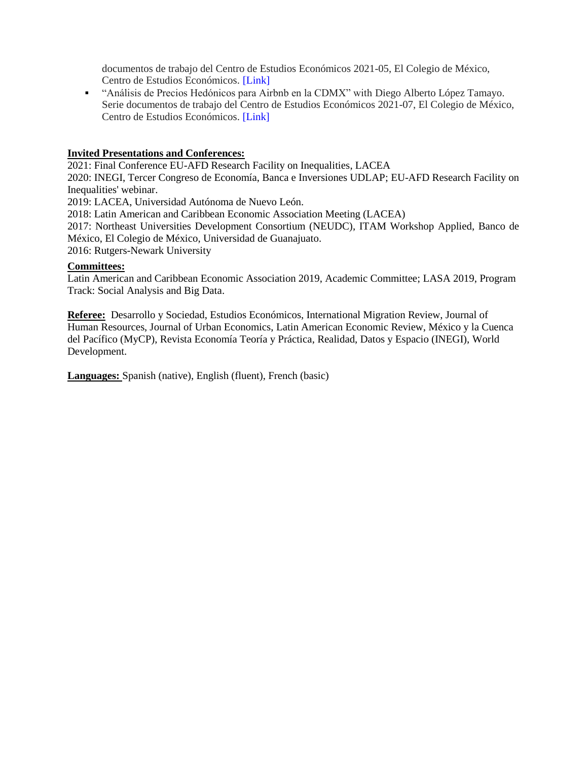documentos de trabajo del Centro de Estudios Económicos 2021-05, El Colegio de México, Centro de Estudios Económicos. [Link]

- "Análisis de Precios Hedónicos para Airbnb en la CDMX" with Diego Alberto López Tamayo. Serie documentos de trabajo del Centro de Estudios Económicos 2021-07, El Colegio de México, Centro de Estudios Económicos. [Link]

**Invited Presentations and Conferences:**

2021: Final Conference EU-AFD Research Facility on Inequalities, LACEA
2020: INEGI, Tercer Congreso de Economía, Banca e Inversiones UDLAP; EU-AFD Research Facility on Inequalities' webinar.
2019: LACEA, Universidad Autónoma de Nuevo León.
2018: Latin American and Caribbean Economic Association Meeting (LACEA)
2017: Northeast Universities Development Consortium (NEUDC), ITAM Workshop Applied, Banco de México, El Colegio de México, Universidad de Guanajuato.
2016: Rutgers-Newark University

**Committees:**

Latin American and Caribbean Economic Association 2019, Academic Committee; LASA 2019, Program Track: Social Analysis and Big Data.

**Referee:** Desarrollo y Sociedad, Estudios Económicos, International Migration Review, Journal of Human Resources, Journal of Urban Economics, Latin American Economic Review, México y la Cuenca del Pacífico (MyCP), Revista Economía Teoría y Práctica, Realidad, Datos y Espacio (INEGI), World Development.

**Languages:** Spanish (native), English (fluent), French (basic)